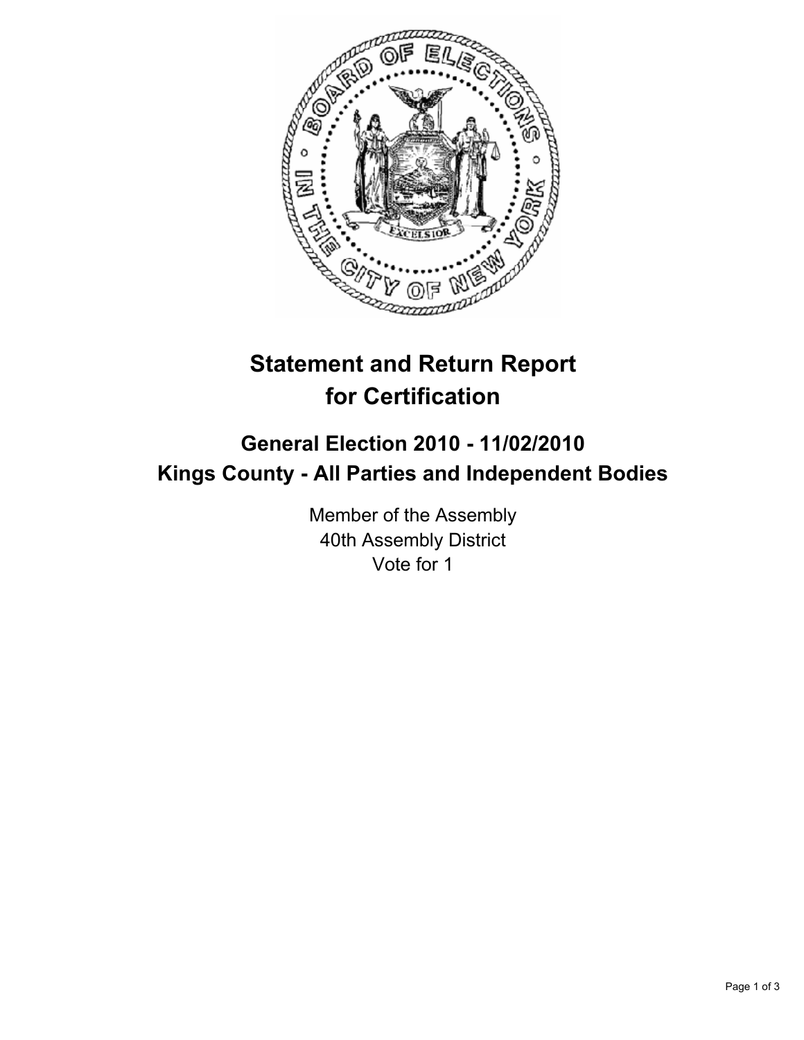# Statement and Return Report for Certification

## General Election 2010 - 11/02/2010
## Kings County - All Parties and Independent Bodies

Member of the Assembly
40th Assembly District
Vote for 1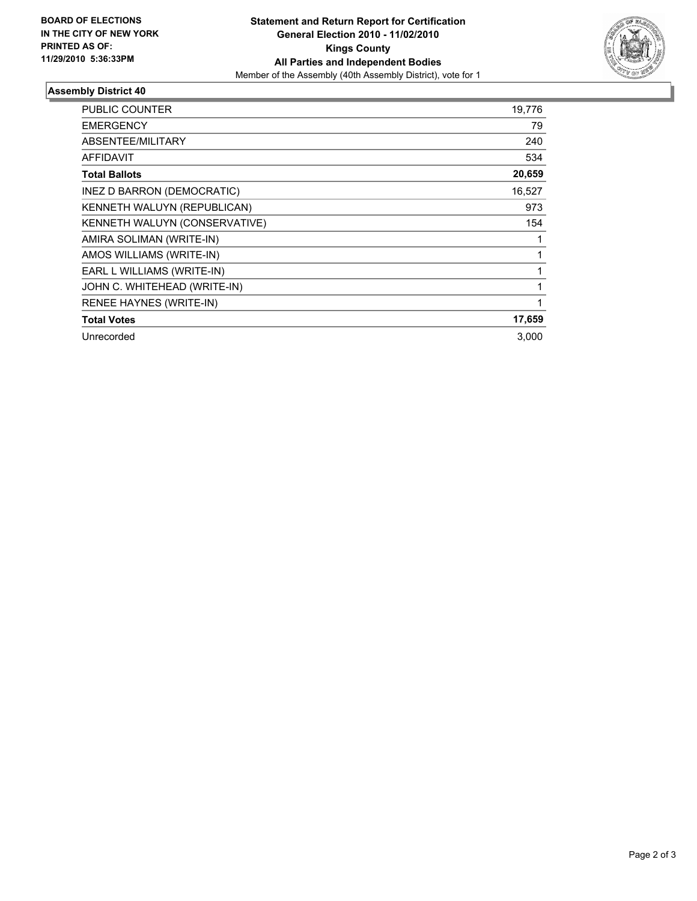**BOARD OF ELECTIONS IN THE CITY OF NEW YORK PRINTED AS OF: 11/29/2010 5:36:33PM**

**Statement and Return Report for Certification**
**General Election 2010 - 11/02/2010**
**Kings County**
**All Parties and Independent Bodies**
Member of the Assembly (40th Assembly District), vote for 1

## Assembly District 40

| | |
|---|---|
| PUBLIC COUNTER | 19,776 |
| EMERGENCY | 79 |
| ABSENTEE/MILITARY | 240 |
| AFFIDAVIT | 534 |
| **Total Ballots** | **20,659** |
| INEZ D BARRON (DEMOCRATIC) | 16,527 |
| KENNETH WALUYN (REPUBLICAN) | 973 |
| KENNETH WALUYN (CONSERVATIVE) | 154 |
| AMIRA SOLIMAN (WRITE-IN) | 1 |
| AMOS WILLIAMS (WRITE-IN) | 1 |
| EARL L WILLIAMS (WRITE-IN) | 1 |
| JOHN C. WHITEHEAD (WRITE-IN) | 1 |
| RENEE HAYNES (WRITE-IN) | 1 |
| **Total Votes** | **17,659** |
| Unrecorded | 3,000 |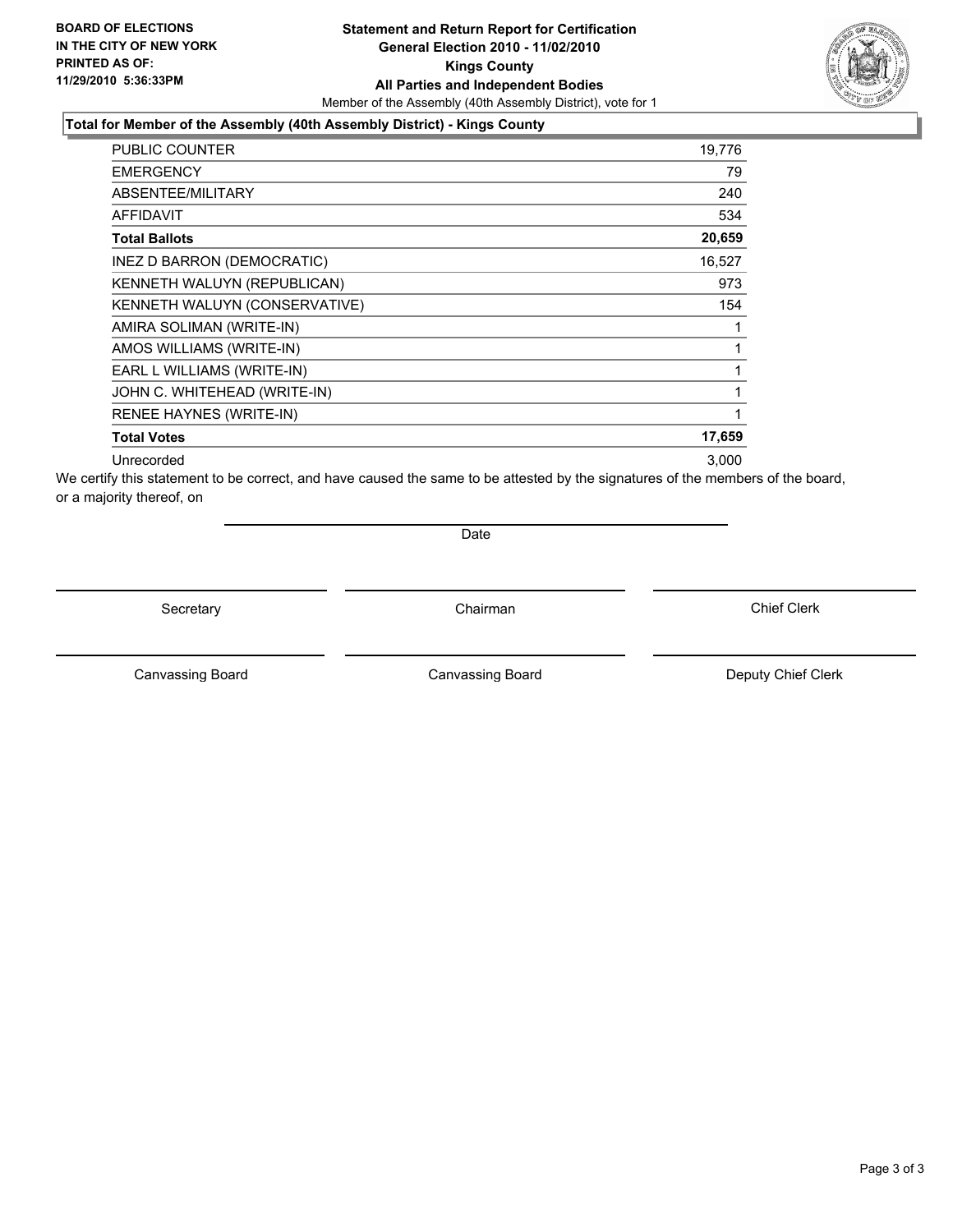BOARD OF ELECTIONS
IN THE CITY OF NEW YORK
PRINTED AS OF:
11/29/2010 5:36:33PM

**Statement and Return Report for Certification**
**General Election 2010 - 11/02/2010**
**Kings County**
**All Parties and Independent Bodies**
Member of the Assembly (40th Assembly District), vote for 1

**Total for Member of the Assembly (40th Assembly District) - Kings County**

| | |
|---|---|
| PUBLIC COUNTER | 19,776 |
| EMERGENCY | 79 |
| ABSENTEE/MILITARY | 240 |
| AFFIDAVIT | 534 |
| **Total Ballots** | **20,659** |
| INEZ D BARRON (DEMOCRATIC) | 16,527 |
| KENNETH WALUYN (REPUBLICAN) | 973 |
| KENNETH WALUYN (CONSERVATIVE) | 154 |
| AMIRA SOLIMAN (WRITE-IN) | 1 |
| AMOS WILLIAMS (WRITE-IN) | 1 |
| EARL L WILLIAMS (WRITE-IN) | 1 |
| JOHN C. WHITEHEAD (WRITE-IN) | 1 |
| RENEE HAYNES (WRITE-IN) | 1 |
| **Total Votes** | **17,659** |
| Unrecorded | 3,000 |

We certify this statement to be correct, and have caused the same to be attested by the signatures of the members of the board, or a majority thereof, on

Date

Secretary

Chairman

Chief Clerk

Canvassing Board

Canvassing Board

Deputy Chief Clerk